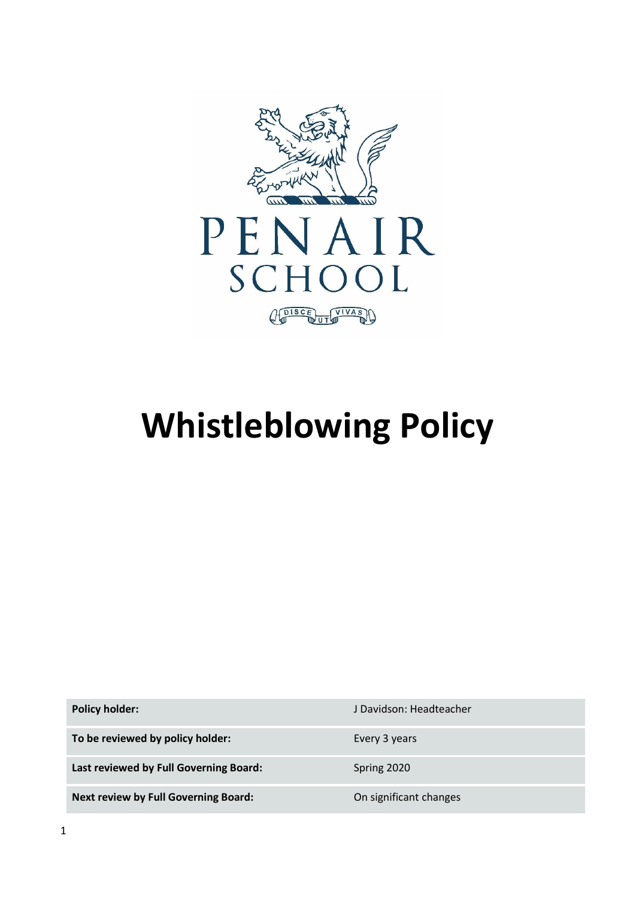PENAIR SCHOOL

DISCE UT VIVAS

# Whistleblowing Policy

| | |
|---|---|
| **Policy holder:** | J Davidson: Headteacher |
| **To be reviewed by policy holder:** | Every 3 years |
| **Last reviewed by Full Governing Board:** | Spring 2020 |
| **Next review by Full Governing Board:** | On significant changes |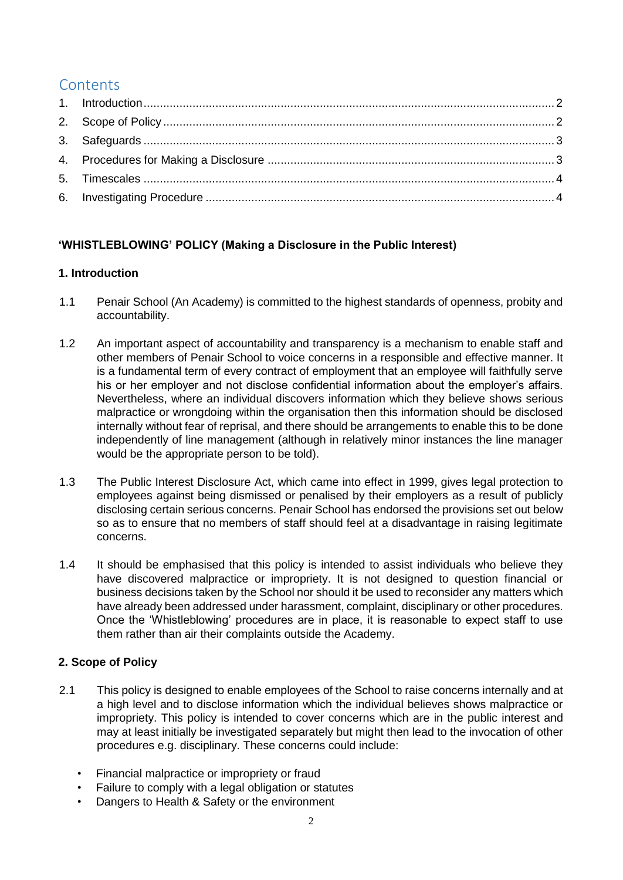## Contents

1. Introduction .......... 2
2. Scope of Policy .......... 2
3. Safeguards .......... 3
4. Procedures for Making a Disclosure .......... 3
5. Timescales .......... 4
6. Investigating Procedure .......... 4

**'WHISTLEBLOWING' POLICY (Making a Disclosure in the Public Interest)**

### 1. Introduction

1.1 Penair School (An Academy) is committed to the highest standards of openness, probity and accountability.

1.2 An important aspect of accountability and transparency is a mechanism to enable staff and other members of Penair School to voice concerns in a responsible and effective manner. It is a fundamental term of every contract of employment that an employee will faithfully serve his or her employer and not disclose confidential information about the employer's affairs. Nevertheless, where an individual discovers information which they believe shows serious malpractice or wrongdoing within the organisation then this information should be disclosed internally without fear of reprisal, and there should be arrangements to enable this to be done independently of line management (although in relatively minor instances the line manager would be the appropriate person to be told).

1.3 The Public Interest Disclosure Act, which came into effect in 1999, gives legal protection to employees against being dismissed or penalised by their employers as a result of publicly disclosing certain serious concerns. Penair School has endorsed the provisions set out below so as to ensure that no members of staff should feel at a disadvantage in raising legitimate concerns.

1.4 It should be emphasised that this policy is intended to assist individuals who believe they have discovered malpractice or impropriety. It is not designed to question financial or business decisions taken by the School nor should it be used to reconsider any matters which have already been addressed under harassment, complaint, disciplinary or other procedures. Once the 'Whistleblowing' procedures are in place, it is reasonable to expect staff to use them rather than air their complaints outside the Academy.

### 2. Scope of Policy

2.1 This policy is designed to enable employees of the School to raise concerns internally and at a high level and to disclose information which the individual believes shows malpractice or impropriety. This policy is intended to cover concerns which are in the public interest and may at least initially be investigated separately but might then lead to the invocation of other procedures e.g. disciplinary. These concerns could include:

- Financial malpractice or impropriety or fraud
- Failure to comply with a legal obligation or statutes
- Dangers to Health & Safety or the environment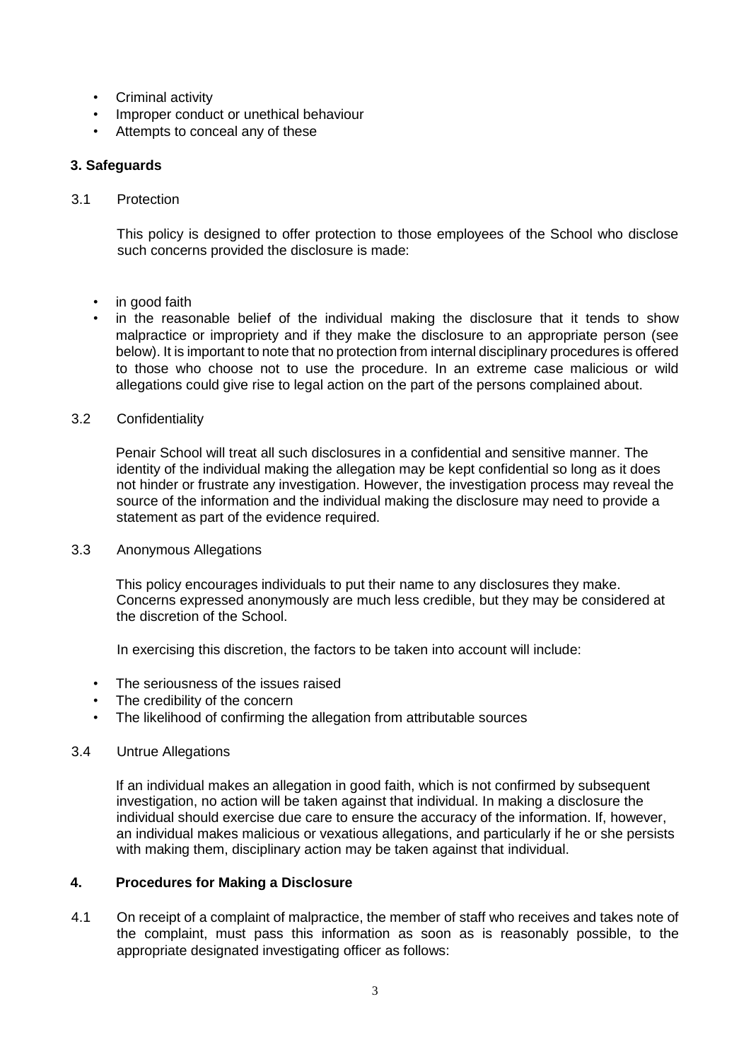- Criminal activity
- Improper conduct or unethical behaviour
- Attempts to conceal any of these

### 3. Safeguards

3.1 Protection

This policy is designed to offer protection to those employees of the School who disclose such concerns provided the disclosure is made:

- in good faith
- in the reasonable belief of the individual making the disclosure that it tends to show malpractice or impropriety and if they make the disclosure to an appropriate person (see below). It is important to note that no protection from internal disciplinary procedures is offered to those who choose not to use the procedure. In an extreme case malicious or wild allegations could give rise to legal action on the part of the persons complained about.

3.2 Confidentiality

Penair School will treat all such disclosures in a confidential and sensitive manner. The identity of the individual making the allegation may be kept confidential so long as it does not hinder or frustrate any investigation. However, the investigation process may reveal the source of the information and the individual making the disclosure may need to provide a statement as part of the evidence required.

3.3 Anonymous Allegations

This policy encourages individuals to put their name to any disclosures they make. Concerns expressed anonymously are much less credible, but they may be considered at the discretion of the School.

In exercising this discretion, the factors to be taken into account will include:

- The seriousness of the issues raised
- The credibility of the concern
- The likelihood of confirming the allegation from attributable sources

3.4 Untrue Allegations

If an individual makes an allegation in good faith, which is not confirmed by subsequent investigation, no action will be taken against that individual. In making a disclosure the individual should exercise due care to ensure the accuracy of the information. If, however, an individual makes malicious or vexatious allegations, and particularly if he or she persists with making them, disciplinary action may be taken against that individual.

### 4. Procedures for Making a Disclosure

4.1 On receipt of a complaint of malpractice, the member of staff who receives and takes note of the complaint, must pass this information as soon as is reasonably possible, to the appropriate designated investigating officer as follows: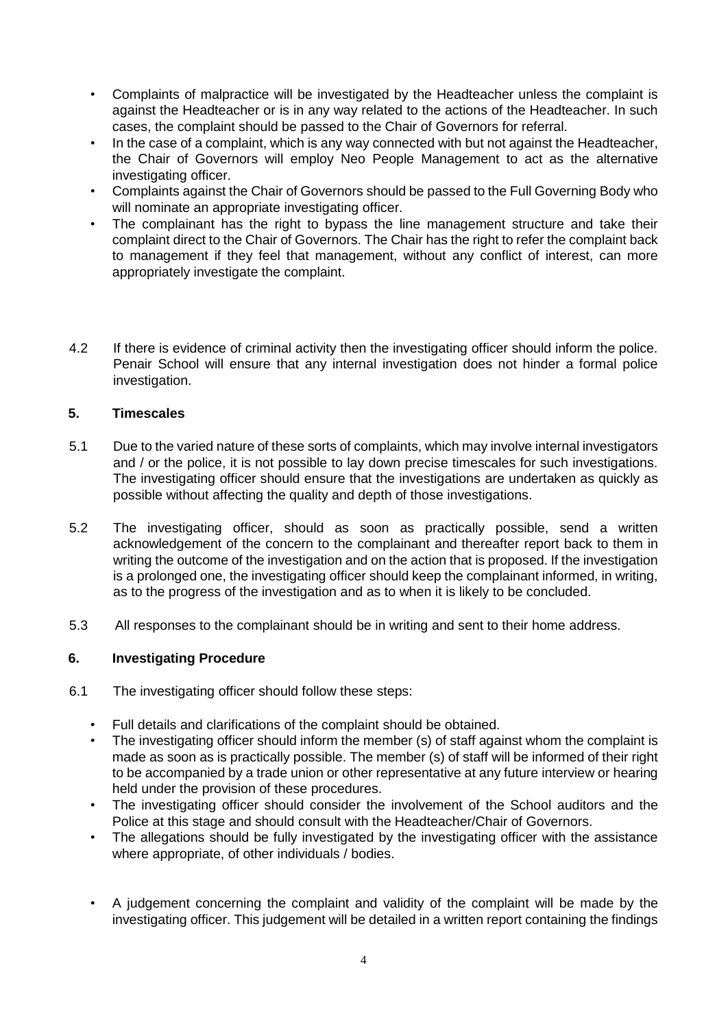- Complaints of malpractice will be investigated by the Headteacher unless the complaint is against the Headteacher or is in any way related to the actions of the Headteacher. In such cases, the complaint should be passed to the Chair of Governors for referral.
- In the case of a complaint, which is any way connected with but not against the Headteacher, the Chair of Governors will employ Neo People Management to act as the alternative investigating officer.
- Complaints against the Chair of Governors should be passed to the Full Governing Body who will nominate an appropriate investigating officer.
- The complainant has the right to bypass the line management structure and take their complaint direct to the Chair of Governors. The Chair has the right to refer the complaint back to management if they feel that management, without any conflict of interest, can more appropriately investigate the complaint.

4.2 If there is evidence of criminal activity then the investigating officer should inform the police. Penair School will ensure that any internal investigation does not hinder a formal police investigation.

## 5. Timescales

5.1 Due to the varied nature of these sorts of complaints, which may involve internal investigators and / or the police, it is not possible to lay down precise timescales for such investigations. The investigating officer should ensure that the investigations are undertaken as quickly as possible without affecting the quality and depth of those investigations.

5.2 The investigating officer, should as soon as practically possible, send a written acknowledgement of the concern to the complainant and thereafter report back to them in writing the outcome of the investigation and on the action that is proposed. If the investigation is a prolonged one, the investigating officer should keep the complainant informed, in writing, as to the progress of the investigation and as to when it is likely to be concluded.

5.3 All responses to the complainant should be in writing and sent to their home address.

## 6. Investigating Procedure

6.1 The investigating officer should follow these steps:

- Full details and clarifications of the complaint should be obtained.
- The investigating officer should inform the member (s) of staff against whom the complaint is made as soon as is practically possible. The member (s) of staff will be informed of their right to be accompanied by a trade union or other representative at any future interview or hearing held under the provision of these procedures.
- The investigating officer should consider the involvement of the School auditors and the Police at this stage and should consult with the Headteacher/Chair of Governors.
- The allegations should be fully investigated by the investigating officer with the assistance where appropriate, of other individuals / bodies.
- A judgement concerning the complaint and validity of the complaint will be made by the investigating officer. This judgement will be detailed in a written report containing the findings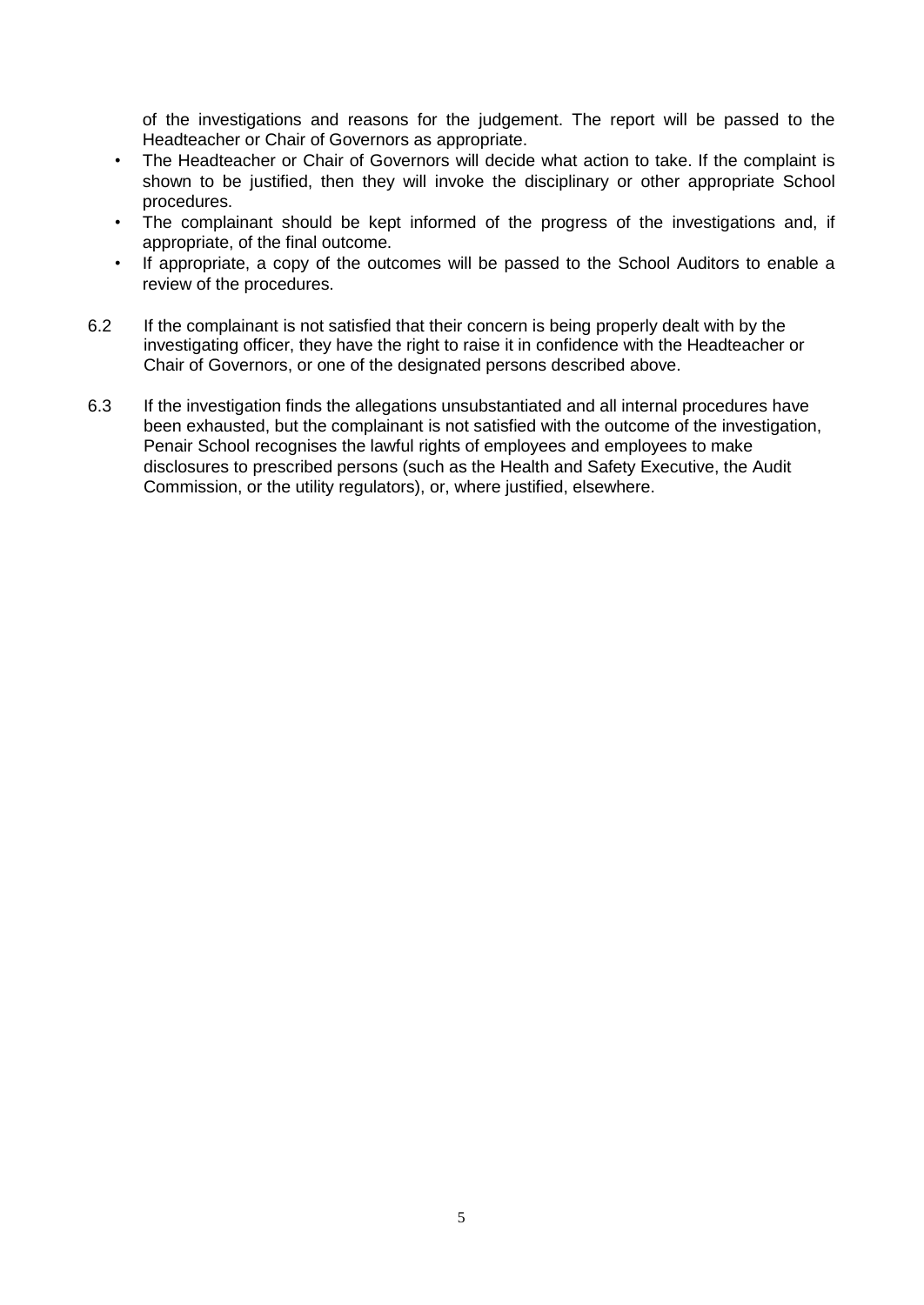of the investigations and reasons for the judgement. The report will be passed to the Headteacher or Chair of Governors as appropriate.

- The Headteacher or Chair of Governors will decide what action to take. If the complaint is shown to be justified, then they will invoke the disciplinary or other appropriate School procedures.
- The complainant should be kept informed of the progress of the investigations and, if appropriate, of the final outcome.
- If appropriate, a copy of the outcomes will be passed to the School Auditors to enable a review of the procedures.

6.2 If the complainant is not satisfied that their concern is being properly dealt with by the investigating officer, they have the right to raise it in confidence with the Headteacher or Chair of Governors, or one of the designated persons described above.

6.3 If the investigation finds the allegations unsubstantiated and all internal procedures have been exhausted, but the complainant is not satisfied with the outcome of the investigation, Penair School recognises the lawful rights of employees and employees to make disclosures to prescribed persons (such as the Health and Safety Executive, the Audit Commission, or the utility regulators), or, where justified, elsewhere.